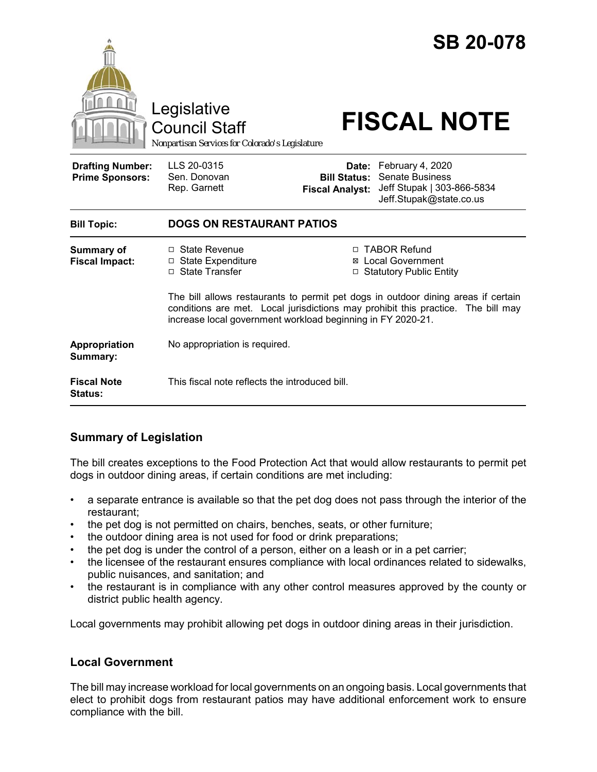# SB 20-078

Legislative Council Staff

*Nonpartisan Services for Colorado's Legislature*

# FISCAL NOTE

| | | | |
|---|---|---|---|
| **Drafting Number:** | LLS 20-0315 | **Date:** | February 4, 2020 |
| **Prime Sponsors:** | Sen. Donovan<br>Rep. Garnett | **Bill Status:** | Senate Business |
| | | **Fiscal Analyst:** | Jeff Stupak \| 303-866-5834<br>Jeff.Stupak@state.co.us |

| | |
|---|---|
| **Bill Topic:** | **DOGS ON RESTAURANT PATIOS** |
| **Summary of Fiscal Impact:** | □ State Revenue<br>□ State Expenditure<br>□ State Transfer<br>□ TABOR Refund<br>⊠ Local Government<br>□ Statutory Public Entity<br><br>The bill allows restaurants to permit pet dogs in outdoor dining areas if certain conditions are met. Local jurisdictions may prohibit this practice. The bill may increase local government workload beginning in FY 2020-21. |
| **Appropriation Summary:** | No appropriation is required. |
| **Fiscal Note Status:** | This fiscal note reflects the introduced bill. |

## Summary of Legislation

The bill creates exceptions to the Food Protection Act that would allow restaurants to permit pet dogs in outdoor dining areas, if certain conditions are met including:

- a separate entrance is available so that the pet dog does not pass through the interior of the restaurant;
- the pet dog is not permitted on chairs, benches, seats, or other furniture;
- the outdoor dining area is not used for food or drink preparations;
- the pet dog is under the control of a person, either on a leash or in a pet carrier;
- the licensee of the restaurant ensures compliance with local ordinances related to sidewalks, public nuisances, and sanitation; and
- the restaurant is in compliance with any other control measures approved by the county or district public health agency.

Local governments may prohibit allowing pet dogs in outdoor dining areas in their jurisdiction.

## Local Government

The bill may increase workload for local governments on an ongoing basis. Local governments that elect to prohibit dogs from restaurant patios may have additional enforcement work to ensure compliance with the bill.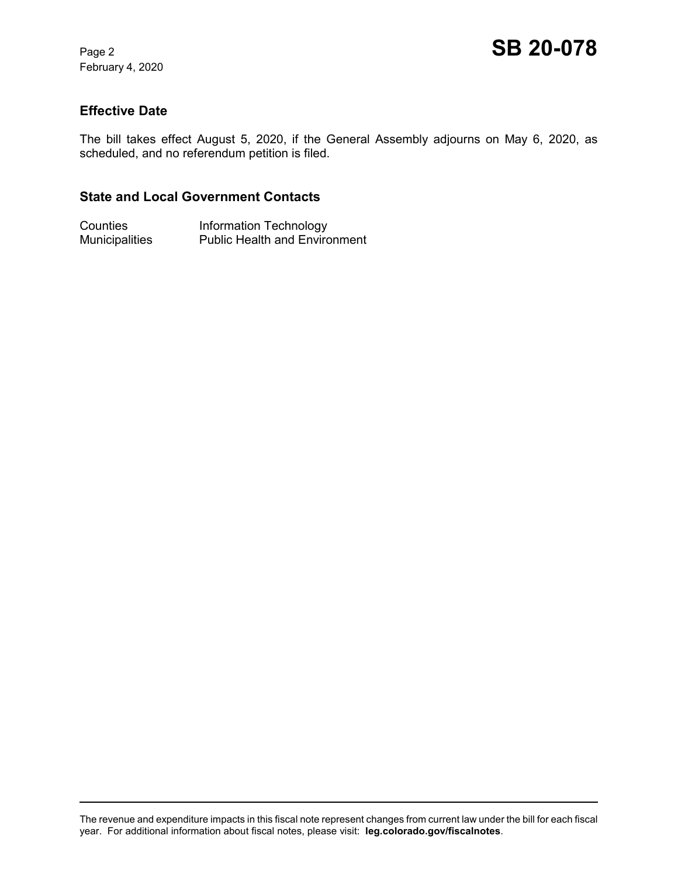## Effective Date

The bill takes effect August 5, 2020, if the General Assembly adjourns on May 6, 2020, as scheduled, and no referendum petition is filed.

## State and Local Government Contacts

| | |
|---|---|
| Counties | Information Technology |
| Municipalities | Public Health and Environment |

The revenue and expenditure impacts in this fiscal note represent changes from current law under the bill for each fiscal year. For additional information about fiscal notes, please visit: **leg.colorado.gov/fiscalnotes**.